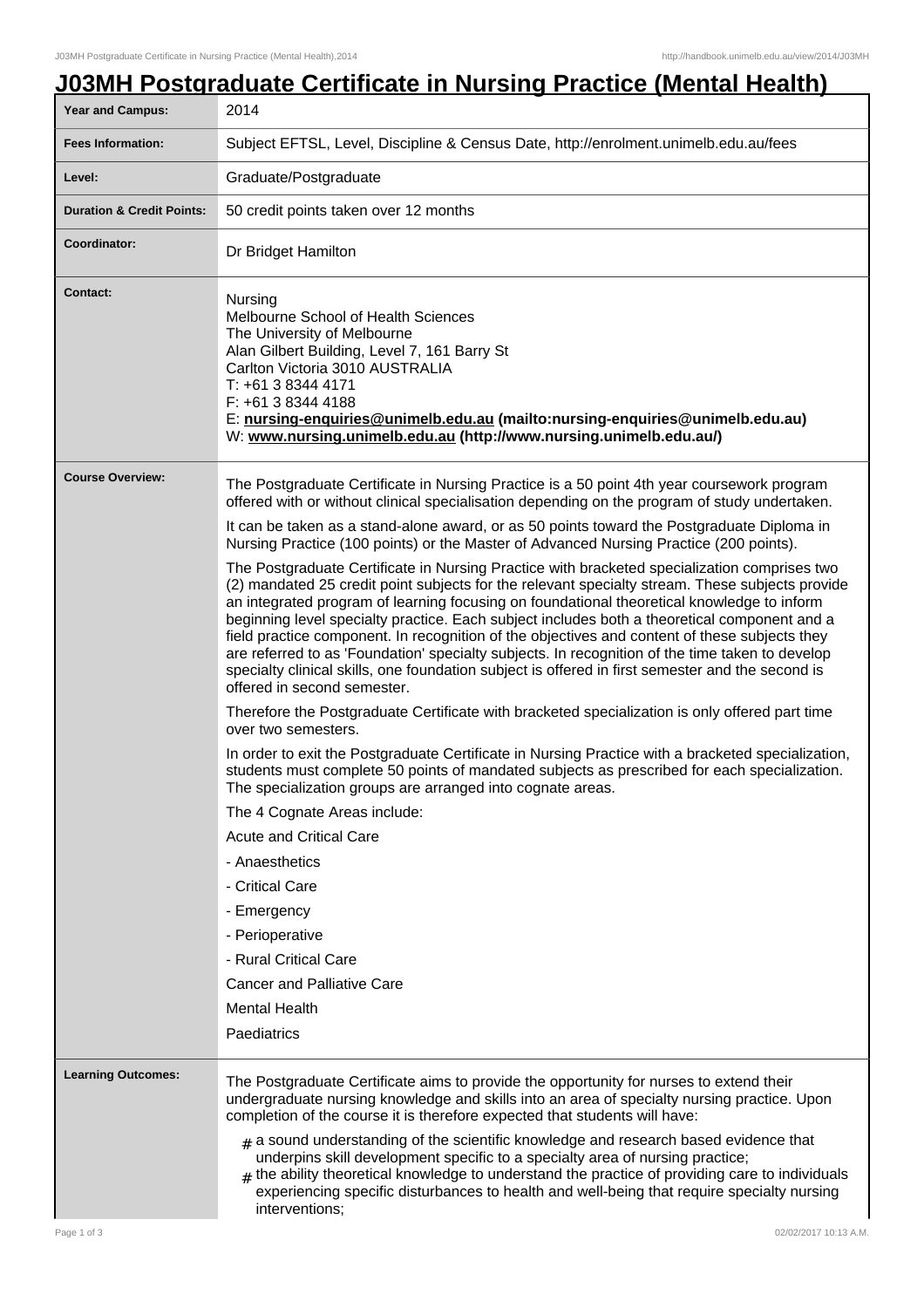# J03MH Postgraduate Certificate in Nursing Practice (Mental Health)

| | |
|---|---|
| **Year and Campus:** | 2014 |
| **Fees Information:** | Subject EFTSL, Level, Discipline & Census Date, http://enrolment.unimelb.edu.au/fees |
| **Level:** | Graduate/Postgraduate |
| **Duration & Credit Points:** | 50 credit points taken over 12 months |
| **Coordinator:** | Dr Bridget Hamilton |
| **Contact:** | Nursing<br>Melbourne School of Health Sciences<br>The University of Melbourne<br>Alan Gilbert Building, Level 7, 161 Barry St<br>Carlton Victoria 3010 AUSTRALIA<br>T: +61 3 8344 4171<br>F: +61 3 8344 4188<br>E: **nursing-enquiries@unimelb.edu.au (mailto:nursing-enquiries@unimelb.edu.au)**<br>W: **www.nursing.unimelb.edu.au (http://www.nursing.unimelb.edu.au/)** |

**Course Overview:**

The Postgraduate Certificate in Nursing Practice is a 50 point 4th year coursework program offered with or without clinical specialisation depending on the program of study undertaken.

It can be taken as a stand-alone award, or as 50 points toward the Postgraduate Diploma in Nursing Practice (100 points) or the Master of Advanced Nursing Practice (200 points).

The Postgraduate Certificate in Nursing Practice with bracketed specialization comprises two (2) mandated 25 credit point subjects for the relevant specialty stream. These subjects provide an integrated program of learning focusing on foundational theoretical knowledge to inform beginning level specialty practice. Each subject includes both a theoretical component and a field practice component. In recognition of the objectives and content of these subjects they are referred to as 'Foundation' specialty subjects. In recognition of the time taken to develop specialty clinical skills, one foundation subject is offered in first semester and the second is offered in second semester.

Therefore the Postgraduate Certificate with bracketed specialization is only offered part time over two semesters.

In order to exit the Postgraduate Certificate in Nursing Practice with a bracketed specialization, students must complete 50 points of mandated subjects as prescribed for each specialization. The specialization groups are arranged into cognate areas.

The 4 Cognate Areas include:

Acute and Critical Care

- Anaesthetics
- Critical Care
- Emergency
- Perioperative
- Rural Critical Care

Cancer and Palliative Care

Mental Health

Paediatrics

**Learning Outcomes:**

The Postgraduate Certificate aims to provide the opportunity for nurses to extend their undergraduate nursing knowledge and skills into an area of specialty nursing practice. Upon completion of the course it is therefore expected that students will have:

- a sound understanding of the scientific knowledge and research based evidence that underpins skill development specific to a specialty area of nursing practice;
- the ability theoretical knowledge to understand the practice of providing care to individuals experiencing specific disturbances to health and well-being that require specialty nursing interventions;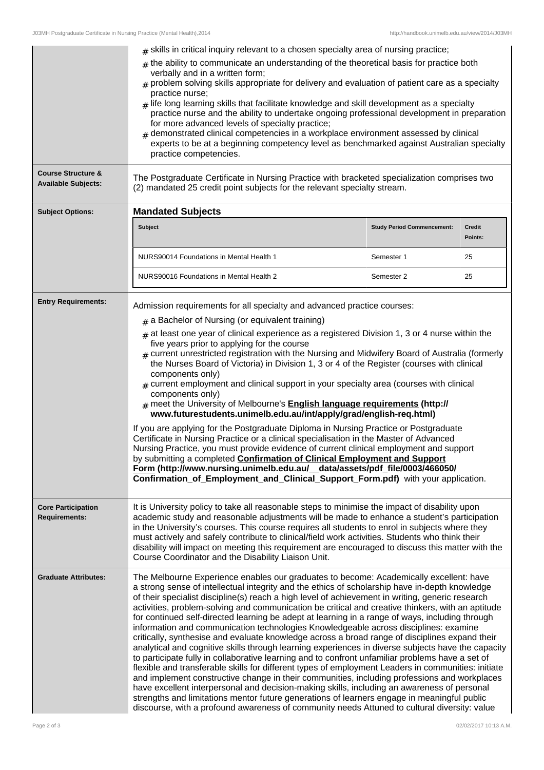- skills in critical inquiry relevant to a chosen specialty area of nursing practice;
- the ability to communicate an understanding of the theoretical basis for practice both verbally and in a written form;
- problem solving skills appropriate for delivery and evaluation of patient care as a specialty practice nurse;
- life long learning skills that facilitate knowledge and skill development as a specialty practice nurse and the ability to undertake ongoing professional development in preparation for more advanced levels of specialty practice;
- demonstrated clinical competencies in a workplace environment assessed by clinical experts to be at a beginning competency level as benchmarked against Australian specialty practice competencies.

**Course Structure & Available Subjects:**

The Postgraduate Certificate in Nursing Practice with bracketed specialization comprises two (2) mandated 25 credit point subjects for the relevant specialty stream.

**Subject Options:**

**Mandated Subjects**

| Subject | Study Period Commencement: | Credit Points: |
| --- | --- | --- |
| NURS90014 Foundations in Mental Health 1 | Semester 1 | 25 |
| NURS90016 Foundations in Mental Health 2 | Semester 2 | 25 |

**Entry Requirements:**

Admission requirements for all specialty and advanced practice courses:

- a Bachelor of Nursing (or equivalent training)
- at least one year of clinical experience as a registered Division 1, 3 or 4 nurse within the five years prior to applying for the course
- current unrestricted registration with the Nursing and Midwifery Board of Australia (formerly the Nurses Board of Victoria) in Division 1, 3 or 4 of the Register (courses with clinical components only)
- current employment and clinical support in your specialty area (courses with clinical components only)
- meet the University of Melbourne's **English language requirements (http:// www.futurestudents.unimelb.edu.au/int/apply/grad/english-req.html)**

If you are applying for the Postgraduate Diploma in Nursing Practice or Postgraduate Certificate in Nursing Practice or a clinical specialisation in the Master of Advanced Nursing Practice, you must provide evidence of current clinical employment and support by submitting a completed **Confirmation of Clinical Employment and Support Form (http://www.nursing.unimelb.edu.au/__data/assets/pdf_file/0003/466050/ Confirmation_of_Employment_and_Clinical_Support_Form.pdf)** with your application.

**Core Participation Requirements:**

It is University policy to take all reasonable steps to minimise the impact of disability upon academic study and reasonable adjustments will be made to enhance a student's participation in the University's courses. This course requires all students to enrol in subjects where they must actively and safely contribute to clinical/field work activities. Students who think their disability will impact on meeting this requirement are encouraged to discuss this matter with the Course Coordinator and the Disability Liaison Unit.

**Graduate Attributes:**

The Melbourne Experience enables our graduates to become: Academically excellent: have a strong sense of intellectual integrity and the ethics of scholarship have in-depth knowledge of their specialist discipline(s) reach a high level of achievement in writing, generic research activities, problem-solving and communication be critical and creative thinkers, with an aptitude for continued self-directed learning be adept at learning in a range of ways, including through information and communication technologies Knowledgeable across disciplines: examine critically, synthesise and evaluate knowledge across a broad range of disciplines expand their analytical and cognitive skills through learning experiences in diverse subjects have the capacity to participate fully in collaborative learning and to confront unfamiliar problems have a set of flexible and transferable skills for different types of employment Leaders in communities: initiate and implement constructive change in their communities, including professions and workplaces have excellent interpersonal and decision-making skills, including an awareness of personal strengths and limitations mentor future generations of learners engage in meaningful public discourse, with a profound awareness of community needs Attuned to cultural diversity: value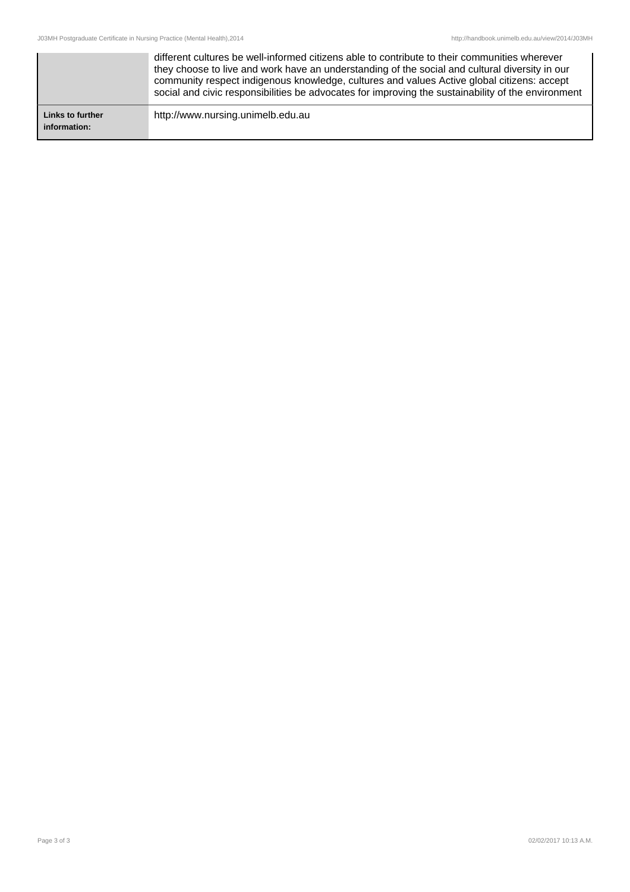| | |
|---|---|
| | different cultures be well-informed citizens able to contribute to their communities wherever they choose to live and work have an understanding of the social and cultural diversity in our community respect indigenous knowledge, cultures and values Active global citizens: accept social and civic responsibilities be advocates for improving the sustainability of the environment |
| **Links to further information:** | http://www.nursing.unimelb.edu.au |